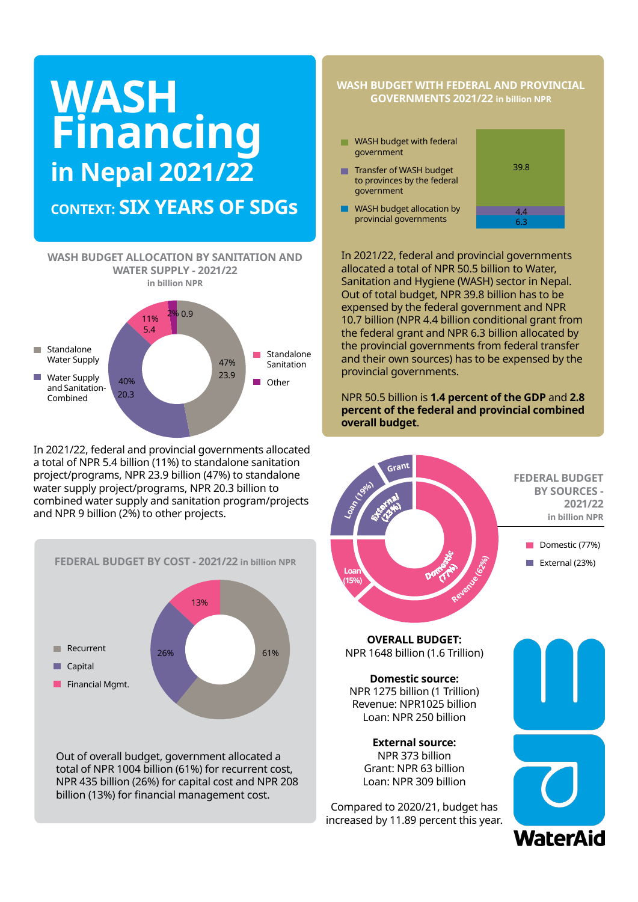# WASH Financing in Nepal 2021/22

## CONTEXT: SIX YEARS OF SDGs

### WASH BUDGET ALLOCATION BY SANITATION AND WATER SUPPLY - 2021/22
in billion NPR

| Category | Percent | Amount |
| --- | --- | --- |
| Standalone Water Supply | 47% | 23.9 |
| Water Supply and Sanitation-Combined | 40% | 20.3 |
| Standalone Sanitation | 11% | 5.4 |
| Other | 2% | 0.9 |

In 2021/22, federal and provincial governments allocated a total of NPR 5.4 billion (11%) to standalone sanitation project/programs, NPR 23.9 billion (47%) to standalone water supply project/programs, NPR 20.3 billion to combined water supply and sanitation program/projects and NPR 9 billion (2%) to other projects.

### WASH BUDGET WITH FEDERAL AND PROVINCIAL GOVERNMENTS 2021/22 in billion NPR

| Category | Amount |
| --- | --- |
| WASH budget with federal government | 39.8 |
| Transfer of WASH budget to provinces by the federal government | 4.4 |
| WASH budget allocation by provincial governments | 6.3 |

In 2021/22, federal and provincial governments allocated a total of NPR 50.5 billion to Water, Sanitation and Hygiene (WASH) sector in Nepal. Out of total budget, NPR 39.8 billion has to be expensed by the federal government and NPR 10.7 billion (NPR 4.4 billion conditional grant from the federal grant and NPR 6.3 billion allocated by the provincial governments from federal transfer and their own sources) has to be expensed by the provincial governments.

NPR 50.5 billion is **1.4 percent of the GDP** and **2.8 percent of the federal and provincial combined overall budget**.

### FEDERAL BUDGET BY COST - 2021/22 in billion NPR

| Category | Percent |
| --- | --- |
| Recurrent | 61% |
| Capital | 26% |
| Financial Mgmt. | 13% |

Out of overall budget, government allocated a total of NPR 1004 billion (61%) for recurrent cost, NPR 435 billion (26%) for capital cost and NPR 208 billion (13%) for financial management cost.

### FEDERAL BUDGET BY SOURCES - 2021/22
in billion NPR

| Source | Sub-source |
| --- | --- |
| Domestic (77%) | Revenue (62%), Loan (15%) |
| External (23%) | Loan (19%), Grant |

**OVERALL BUDGET:**
NPR 1648 billion (1.6 Trillion)

**Domestic source:**
NPR 1275 billion (1 Trillion)
Revenue: NPR1025 billion
Loan: NPR 250 billion

**External source:**
NPR 373 billion
Grant: NPR 63 billion
Loan: NPR 309 billion

Compared to 2020/21, budget has increased by 11.89 percent this year.

WaterAid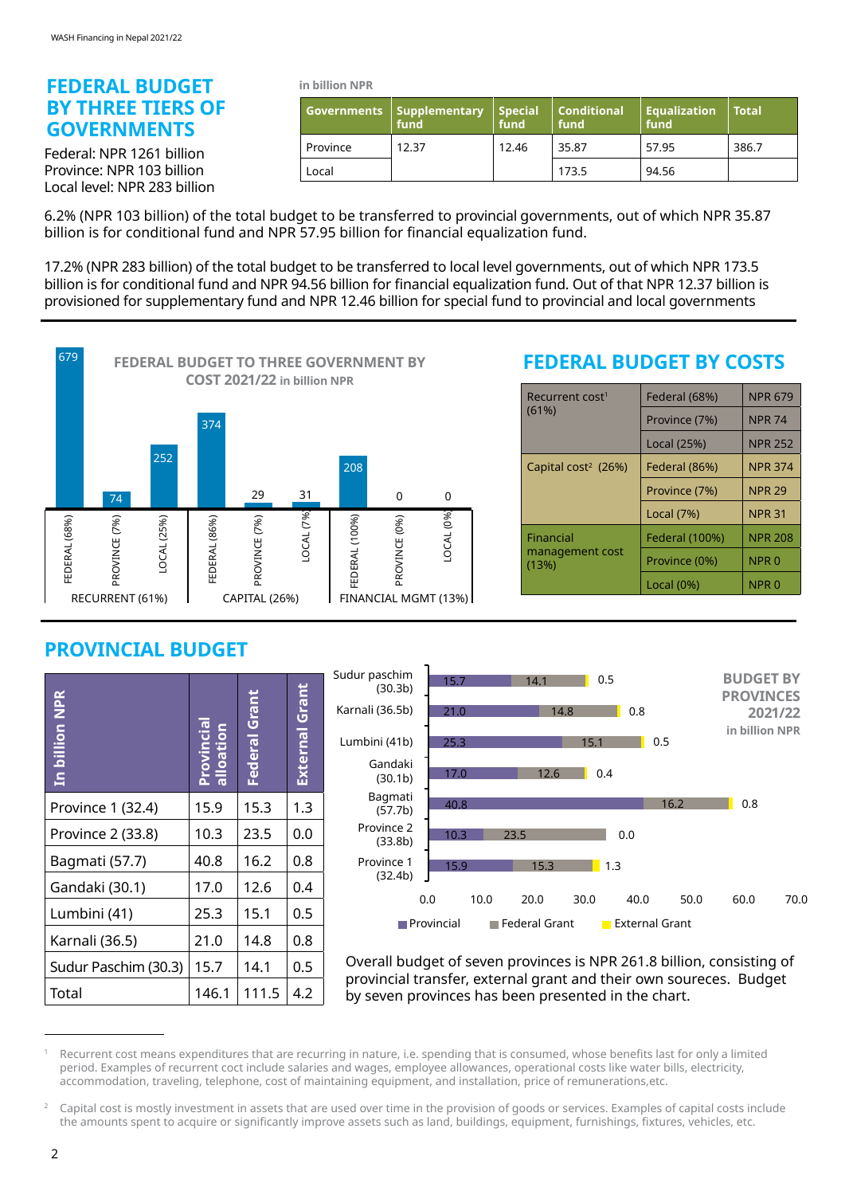## FEDERAL BUDGET BY THREE TIERS OF GOVERNMENTS

Federal: NPR 1261 billion
Province: NPR 103 billion
Local level: NPR 283 billion

in billion NPR

| Governments | Supplementary fund | Special fund | Conditional fund | Equalization fund | Total |
|---|---|---|---|---|---|
| Province | 12.37 | 12.46 | 35.87 | 57.95 | 386.7 |
| Local | | | 173.5 | 94.56 | |

6.2% (NPR 103 billion) of the total budget to be transferred to provincial governments, out of which NPR 35.87 billion is for conditional fund and NPR 57.95 billion for financial equalization fund.

17.2% (NPR 283 billion) of the total budget to be transferred to local level governments, out of which NPR 173.5 billion is for conditional fund and NPR 94.56 billion for financial equalization fund. Out of that NPR 12.37 billion is provisioned for supplementary fund and NPR 12.46 billion for special fund to provincial and local governments

**FEDERAL BUDGET TO THREE GOVERNMENT BY COST 2021/22 in billion NPR**

| Category | FEDERAL | PROVINCE | LOCAL |
|---|---|---|---|
| RECURRENT (61%) | 679 (68%) | 74 (7%) | 252 (25%) |
| CAPITAL (26%) | 374 (86%) | 29 (7%) | 31 (7%) |
| FINANCIAL MGMT (13%) | 208 (100%) | 0 (0%) | 0 (0%) |

## FEDERAL BUDGET BY COSTS

| Cost | Government | Amount |
|---|---|---|
| Recurrent cost[1] (61%) | Federal (68%) | NPR 679 |
| | Province (7%) | NPR 74 |
| | Local (25%) | NPR 252 |
| Capital cost[2] (26%) | Federal (86%) | NPR 374 |
| | Province (7%) | NPR 29 |
| | Local (7%) | NPR 31 |
| Financial management cost (13%) | Federal (100%) | NPR 208 |
| | Province (0%) | NPR 0 |
| | Local (0%) | NPR 0 |

## PROVINCIAL BUDGET

| In billion NPR | Provincial alloation | Federal Grant | External Grant |
|---|---|---|---|
| Province 1 (32.4) | 15.9 | 15.3 | 1.3 |
| Province 2 (33.8) | 10.3 | 23.5 | 0.0 |
| Bagmati (57.7) | 40.8 | 16.2 | 0.8 |
| Gandaki (30.1) | 17.0 | 12.6 | 0.4 |
| Lumbini (41) | 25.3 | 15.1 | 0.5 |
| Karnali (36.5) | 21.0 | 14.8 | 0.8 |
| Sudur Paschim (30.3) | 15.7 | 14.1 | 0.5 |
| Total | 146.1 | 111.5 | 4.2 |

**BUDGET BY PROVINCES 2021/22** in billion NPR

| Province | Provincial | Federal Grant | External Grant |
|---|---|---|---|
| Sudur paschim (30.3b) | 15.7 | 14.1 | 0.5 |
| Karnali (36.5b) | 21.0 | 14.8 | 0.8 |
| Lumbini (41b) | 25.3 | 15.1 | 0.5 |
| Gandaki (30.1b) | 17.0 | 12.6 | 0.4 |
| Bagmati (57.7b) | 40.8 | 16.2 | 0.8 |
| Province 2 (33.8b) | 10.3 | 23.5 | 0.0 |
| Province 1 (32.4b) | 15.9 | 15.3 | 1.3 |

Overall budget of seven provinces is NPR 261.8 billion, consisting of provincial transfer, external grant and their own soureces. Budget by seven provinces has been presented in the chart.

---

[1] Recurrent cost means expenditures that are recurring in nature, i.e. spending that is consumed, whose benefits last for only a limited period. Examples of recurrent coct include salaries and wages, employee allowances, operational costs like water bills, electricity, accommodation, traveling, telephone, cost of maintaining equipment, and installation, price of remunerations,etc.

[2] Capital cost is mostly investment in assets that are used over time in the provision of goods or services. Examples of capital costs include the amounts spent to acquire or significantly improve assets such as land, buildings, equipment, furnishings, fixtures, vehicles, etc.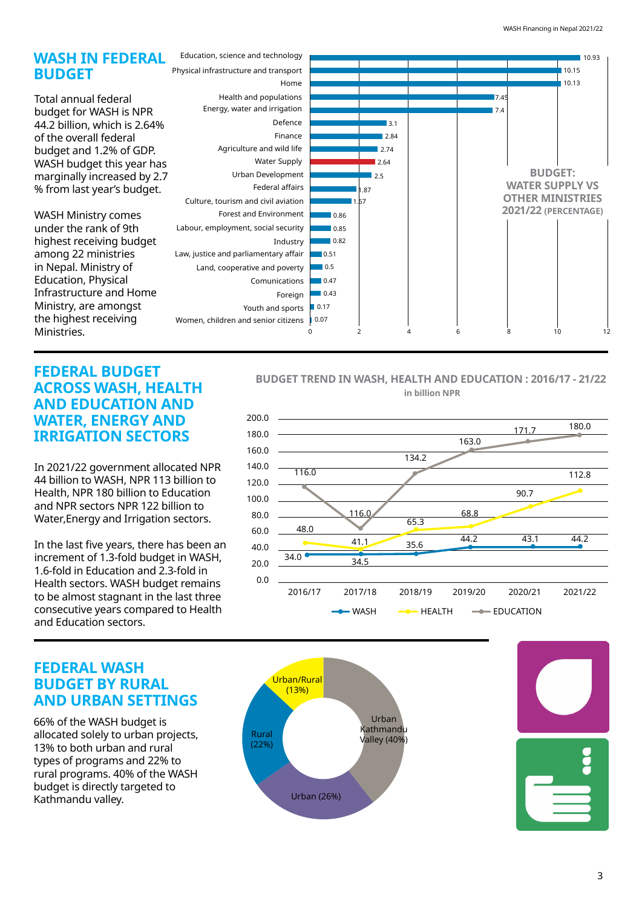## WASH IN FEDERAL BUDGET

Total annual federal budget for WASH is NPR 44.2 billion, which is 2.64% of the overall federal budget and 1.2% of GDP. WASH budget this year has marginally increased by 2.7 % from last year's budget.

WASH Ministry comes under the rank of 9th highest receiving budget among 22 ministries in Nepal. Ministry of Education, Physical Infrastructure and Home Ministry, are amongst the highest receiving Ministries.

**BUDGET: WATER SUPPLY VS OTHER MINISTRIES 2021/22 (PERCENTAGE)**

| Ministry | Percentage |
|---|---|
| Education, science and technology | 10.93 |
| Physical infrastructure and transport | 10.15 |
| Home | 10.13 |
| Health and populations | 7.45 |
| Energy, water and irrigation | 7.4 |
| Defence | 3.1 |
| Finance | 2.84 |
| Agriculture and wild life | 2.74 |
| Water Supply | 2.64 |
| Urban Development | 2.5 |
| Federal affairs | 1.87 |
| Culture, tourism and civil aviation | 1.67 |
| Forest and Environment | 0.86 |
| Labour, employment, social security | 0.85 |
| Industry | 0.82 |
| Law, justice and parliamentary affair | 0.51 |
| Land, cooperative and poverty | 0.5 |
| Comunications | 0.47 |
| Foreign | 0.43 |
| Youth and sports | 0.17 |
| Women, children and senior citizens | 0.07 |

## FEDERAL BUDGET ACROSS WASH, HEALTH AND EDUCATION AND WATER, ENERGY AND IRRIGATION SECTORS

In 2021/22 government allocated NPR 44 billion to WASH, NPR 113 billion to Health, NPR 180 billion to Education and NPR sectors NPR 122 billion to Water,Energy and Irrigation sectors.

In the last five years, there has been an increment of 1.3-fold budget in WASH, 1.6-fold in Education and 2.3-fold in Health sectors. WASH budget remains to be almost stagnant in the last three consecutive years compared to Health and Education sectors.

**BUDGET TREND IN WASH, HEALTH AND EDUCATION : 2016/17 - 21/22**
in billion NPR

| | 2016/17 | 2017/18 | 2018/19 | 2019/20 | 2020/21 | 2021/22 |
|---|---|---|---|---|---|---|
| WASH | 34.0 | 34.5 | 35.6 | 44.2 | 43.1 | 44.2 |
| HEALTH | 48.0 | 41.1 | 65.3 | 68.8 | 90.7 | 112.8 |
| EDUCATION | 116.0 | 116.0 | 134.2 | 163.0 | 171.7 | 180.0 |

## FEDERAL WASH BUDGET BY RURAL AND URBAN SETTINGS

66% of the WASH budget is allocated solely to urban projects, 13% to both urban and rural types of programs and 22% to rural programs. 40% of the WASH budget is directly targeted to Kathmandu valley.

| Setting | Share |
|---|---|
| Urban Kathmandu Valley | 40% |
| Urban | 26% |
| Rural | 22% |
| Urban/Rural | 13% |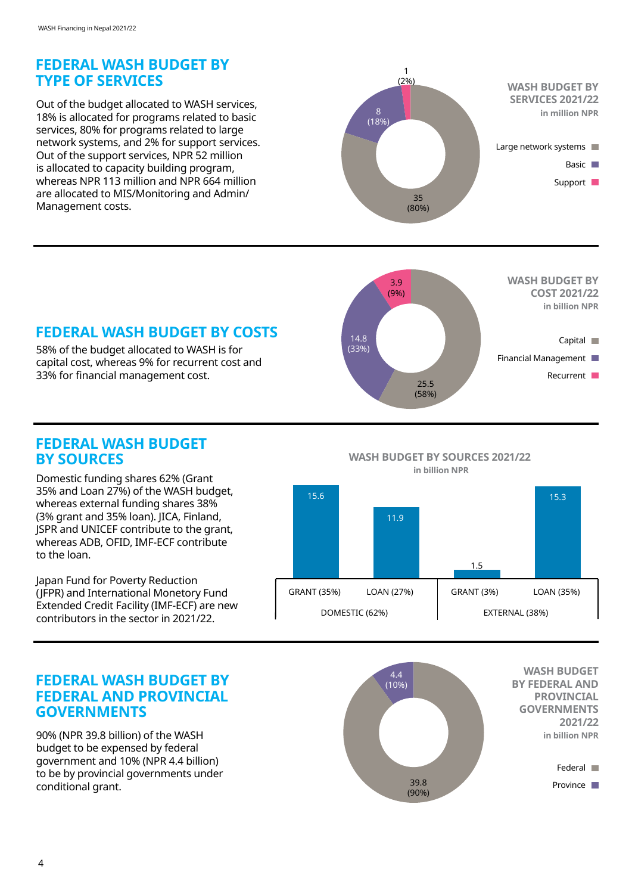## FEDERAL WASH BUDGET BY TYPE OF SERVICES

Out of the budget allocated to WASH services, 18% is allocated for programs related to basic services, 80% for programs related to large network systems, and 2% for support services. Out of the support services, NPR 52 million is allocated to capacity building program, whereas NPR 113 million and NPR 664 million are allocated to MIS/Monitoring and Admin/ Management costs.

**WASH BUDGET BY SERVICES 2021/22**
in million NPR

| Service | Value | Share |
|---|---|---|
| Large network systems | 35 | (80%) |
| Basic | 8 | (18%) |
| Support | 1 | (2%) |

## FEDERAL WASH BUDGET BY COSTS

58% of the budget allocated to WASH is for capital cost, whereas 9% for recurrent cost and 33% for financial management cost.

**WASH BUDGET BY COST 2021/22**
in billion NPR

| Cost | Value | Share |
|---|---|---|
| Capital | 25.5 | (58%) |
| Financial Management | 14.8 | (33%) |
| Recurrent | 3.9 | (9%) |

## FEDERAL WASH BUDGET BY SOURCES

Domestic funding shares 62% (Grant 35% and Loan 27%) of the WASH budget, whereas external funding shares 38% (3% grant and 35% loan). JICA, Finland, JSPR and UNICEF contribute to the grant, whereas ADB, OFID, IMF-ECF contribute to the loan.

Japan Fund for Poverty Reduction (JFPR) and International Monetary Fund Extended Credit Facility (IMF-ECF) are new contributors in the sector in 2021/22.

**WASH BUDGET BY SOURCES 2021/22**
in billion NPR

| DOMESTIC (62%) | | EXTERNAL (38%) | |
|---|---|---|---|
| GRANT (35%) | LOAN (27%) | GRANT (3%) | LOAN (35%) |
| 15.6 | 11.9 | 1.5 | 15.3 |

## FEDERAL WASH BUDGET BY FEDERAL AND PROVINCIAL GOVERNMENTS

90% (NPR 39.8 billion) of the WASH budget to be expensed by federal government and 10% (NPR 4.4 billion) to be by provincial governments under conditional grant.

**WASH BUDGET BY FEDERAL AND PROVINCIAL GOVERNMENTS 2021/22**
in billion NPR

| Government | Value | Share |
|---|---|---|
| Federal | 39.8 | (90%) |
| Province | 4.4 | (10%) |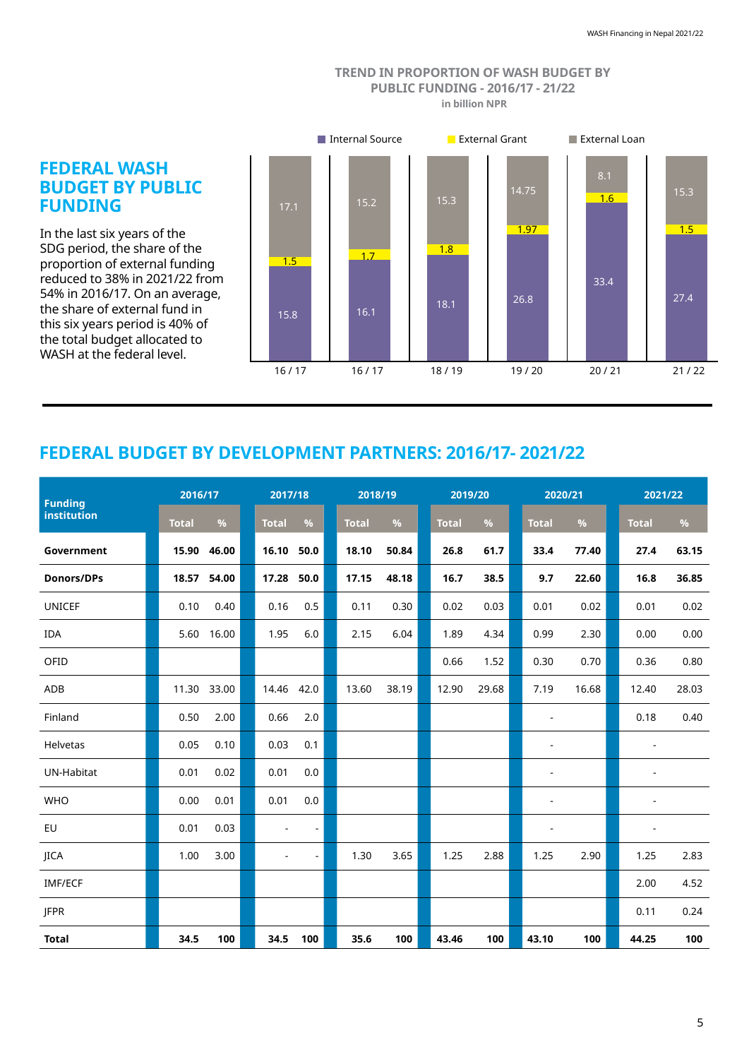## FEDERAL WASH BUDGET BY PUBLIC FUNDING

In the last six years of the SDG period, the share of the proportion of external funding reduced to 38% in 2021/22 from 54% in 2016/17. On an average, the share of external fund in this six years period is 40% of the total budget allocated to WASH at the federal level.

**TREND IN PROPORTION OF WASH BUDGET BY PUBLIC FUNDING - 2016/17 - 21/22**
in billion NPR

| Year | Internal Source | External Grant | External Loan |
|---|---|---|---|
| 16 / 17 | 15.8 | 1.5 | 17.1 |
| 16 / 17 | 16.1 | 1.7 | 15.2 |
| 18 / 19 | 18.1 | 1.8 | 15.3 |
| 19 / 20 | 26.8 | 1.97 | 14.75 |
| 20 / 21 | 33.4 | 1.6 | 8.1 |
| 21 / 22 | 27.4 | 1.5 | 15.3 |

## FEDERAL BUDGET BY DEVELOPMENT PARTNERS: 2016/17- 2021/22

| Funding institution | 2016/17 | | 2017/18 | | 2018/19 | | 2019/20 | | 2020/21 | | 2021/22 | |
|---|---|---|---|---|---|---|---|---|---|---|---|---|
| | Total | % | Total | % | Total | % | Total | % | Total | % | Total | % |
| **Government** | **15.90** | **46.00** | **16.10** | **50.0** | **18.10** | **50.84** | **26.8** | **61.7** | **33.4** | **77.40** | **27.4** | **63.15** |
| **Donors/DPs** | **18.57** | **54.00** | **17.28** | **50.0** | **17.15** | **48.18** | **16.7** | **38.5** | **9.7** | **22.60** | **16.8** | **36.85** |
| UNICEF | 0.10 | 0.40 | 0.16 | 0.5 | 0.11 | 0.30 | 0.02 | 0.03 | 0.01 | 0.02 | 0.01 | 0.02 |
| IDA | 5.60 | 16.00 | 1.95 | 6.0 | 2.15 | 6.04 | 1.89 | 4.34 | 0.99 | 2.30 | 0.00 | 0.00 |
| OFID | | | | | | | 0.66 | 1.52 | 0.30 | 0.70 | 0.36 | 0.80 |
| ADB | 11.30 | 33.00 | 14.46 | 42.0 | 13.60 | 38.19 | 12.90 | 29.68 | 7.19 | 16.68 | 12.40 | 28.03 |
| Finland | 0.50 | 2.00 | 0.66 | 2.0 | | | | | - | | 0.18 | 0.40 |
| Helvetas | 0.05 | 0.10 | 0.03 | 0.1 | | | | | - | | - | |
| UN-Habitat | 0.01 | 0.02 | 0.01 | 0.0 | | | | | - | | - | |
| WHO | 0.00 | 0.01 | 0.01 | 0.0 | | | | | - | | - | |
| EU | 0.01 | 0.03 | - | - | | | | | - | | - | |
| JICA | 1.00 | 3.00 | - | - | 1.30 | 3.65 | 1.25 | 2.88 | 1.25 | 2.90 | 1.25 | 2.83 |
| IMF/ECF | | | | | | | | | | | 2.00 | 4.52 |
| JFPR | | | | | | | | | | | 0.11 | 0.24 |
| **Total** | **34.5** | **100** | **34.5** | **100** | **35.6** | **100** | **43.46** | **100** | **43.10** | **100** | **44.25** | **100** |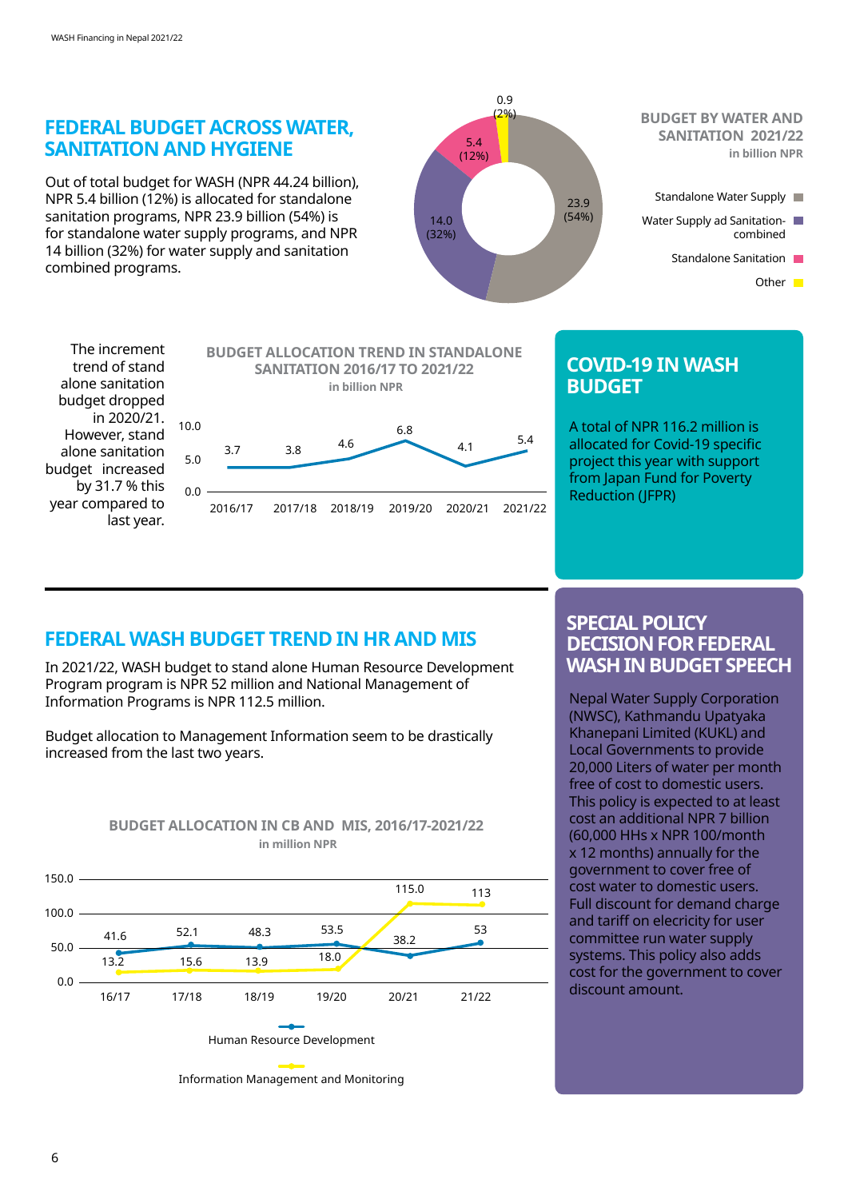## FEDERAL BUDGET ACROSS WATER, SANITATION AND HYGIENE

Out of total budget for WASH (NPR 44.24 billion), NPR 5.4 billion (12%) is allocated for standalone sanitation programs, NPR 23.9 billion (54%) is for standalone water supply programs, and NPR 14 billion (32%) for water supply and sanitation combined programs.

**BUDGET BY WATER AND SANITATION 2021/22**
in billion NPR

| Category | Value |
|---|---|
| Standalone Water Supply | 23.9 (54%) |
| Water Supply ad Sanitation-combined | 14.0 (32%) |
| Standalone Sanitation | 5.4 (12%) |
| Other | 0.9 (2%) |

The increment trend of stand alone sanitation budget dropped in 2020/21. However, stand alone sanitation budget increased by 31.7 % this year compared to last year.

**BUDGET ALLOCATION TREND IN STANDALONE SANITATION 2016/17 TO 2021/22**
in billion NPR

| 2016/17 | 2017/18 | 2018/19 | 2019/20 | 2020/21 | 2021/22 |
|---|---|---|---|---|---|
| 3.7 | 3.8 | 4.6 | 6.8 | 4.1 | 5.4 |

## COVID-19 IN WASH BUDGET

A total of NPR 116.2 million is allocated for Covid-19 specific project this year with support from Japan Fund for Poverty Reduction (JFPR)

## FEDERAL WASH BUDGET TREND IN HR AND MIS

In 2021/22, WASH budget to stand alone Human Resource Development Program program is NPR 52 million and National Management of Information Programs is NPR 112.5 million.

Budget allocation to Management Information seem to be drastically increased from the last two years.

**BUDGET ALLOCATION IN CB AND MIS, 2016/17-2021/22**
in million NPR

| | 16/17 | 17/18 | 18/19 | 19/20 | 20/21 | 21/22 |
|---|---|---|---|---|---|---|
| Human Resource Development | 41.6 | 52.1 | 48.3 | 53.5 | 38.2 | 53 |
| Information Management and Monitoring | 13.2 | 15.6 | 13.9 | 18.0 | 115.0 | 113 |

## SPECIAL POLICY DECISION FOR FEDERAL WASH IN BUDGET SPEECH

Nepal Water Supply Corporation (NWSC), Kathmandu Upatyaka Khanepani Limited (KUKL) and Local Governments to provide 20,000 Liters of water per month free of cost to domestic users. This policy is expected to at least cost an additional NPR 7 billion (60,000 HHs x NPR 100/month x 12 months) annually for the government to cover free of cost water to domestic users. Full discount for demand charge and tariff on elecricity for user committee run water supply systems. This policy also adds cost for the government to cover discount amount.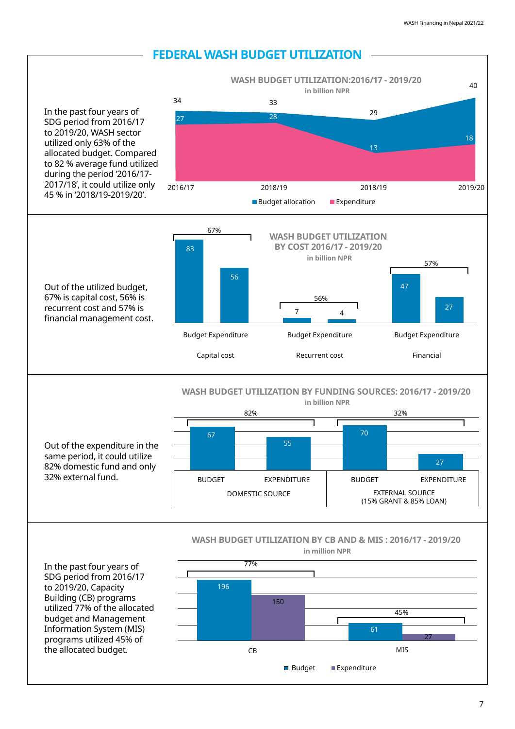## FEDERAL WASH BUDGET UTILIZATION

In the past four years of SDG period from 2016/17 to 2019/20, WASH sector utilized only 63% of the allocated budget. Compared to 82 % average fund utilized during the period '2016/17-2017/18', it could utilize only 45 % in '2018/19-2019/20'.

**WASH BUDGET UTILIZATION:2016/17 - 2019/20**
in billion NPR

| | 2016/17 | 2018/19 | 2018/19 | 2019/20 |
|---|---|---|---|---|
| Budget allocation | 34 | 33 | 29 | 40 |
| Expenditure | 27 | 28 | 13 | 18 |

Out of the utilized budget, 67% is capital cost, 56% is recurrent cost and 57% is financial management cost.

**WASH BUDGET UTILIZATION BY COST 2016/17 - 2019/20**
in billion NPR

| | Budget | Expenditure | Utilization |
|---|---|---|---|
| Capital cost | 83 | 56 | 67% |
| Recurrent cost | 7 | 4 | 56% |
| Financial | 47 | 27 | 57% |

Out of the expenditure in the same period, it could utilize 82% domestic fund and only 32% external fund.

**WASH BUDGET UTILIZATION BY FUNDING SOURCES: 2016/17 - 2019/20**
in billion NPR

| | BUDGET | EXPENDITURE | Utilization |
|---|---|---|---|
| DOMESTIC SOURCE | 67 | 55 | 82% |
| EXTERNAL SOURCE (15% GRANT & 85% LOAN) | 70 | 27 | 32% |

In the past four years of SDG period from 2016/17 to 2019/20, Capacity Building (CB) programs utilized 77% of the allocated budget and Management Information System (MIS) programs utilized 45% of the allocated budget.

**WASH BUDGET UTILIZATION BY CB AND & MIS : 2016/17 - 2019/20**
in million NPR

| | Budget | Expenditure | Utilization |
|---|---|---|---|
| CB | 196 | 150 | 77% |
| MIS | 61 | 27 | 45% |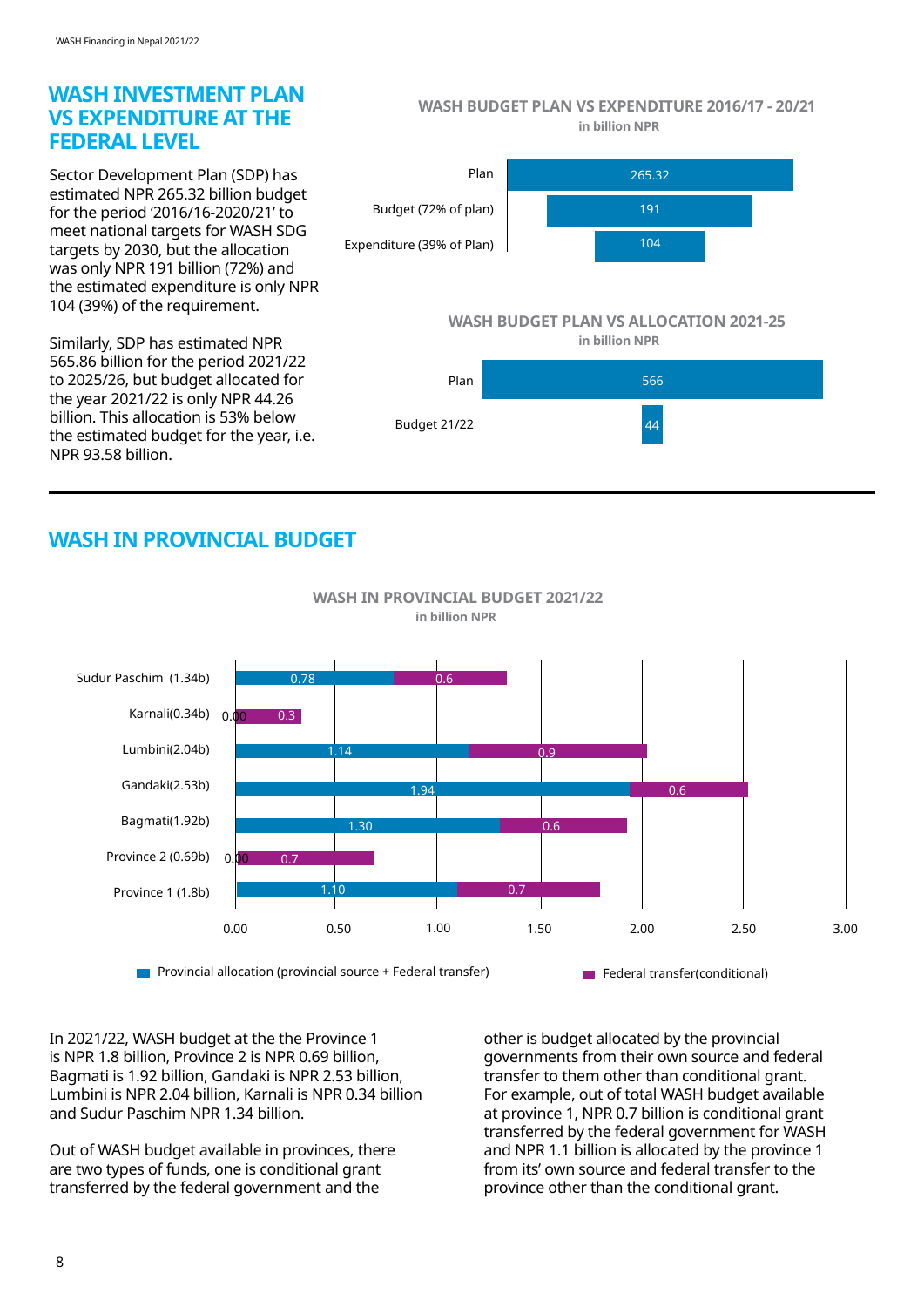## WASH INVESTMENT PLAN VS EXPENDITURE AT THE FEDERAL LEVEL

Sector Development Plan (SDP) has estimated NPR 265.32 billion budget for the period '2016/16-2020/21' to meet national targets for WASH SDG targets by 2030, but the allocation was only NPR 191 billion (72%) and the estimated expenditure is only NPR 104 (39%) of the requirement.

Similarly, SDP has estimated NPR 565.86 billion for the period 2021/22 to 2025/26, but budget allocated for the year 2021/22 is only NPR 44.26 billion. This allocation is 53% below the estimated budget for the year, i.e. NPR 93.58 billion.

**WASH BUDGET PLAN VS EXPENDITURE 2016/17 - 20/21**
in billion NPR

| | |
|---|---|
| Plan | 265.32 |
| Budget (72% of plan) | 191 |
| Expenditure (39% of Plan) | 104 |

**WASH BUDGET PLAN VS ALLOCATION 2021-25**
in billion NPR

| | |
|---|---|
| Plan | 566 |
| Budget 21/22 | 44 |

## WASH IN PROVINCIAL BUDGET

**WASH IN PROVINCIAL BUDGET 2021/22**
in billion NPR

| Province | Provincial allocation (provincial source + Federal transfer) | Federal transfer(conditional) |
|---|---|---|
| Sudur Paschim (1.34b) | 0.78 | 0.6 |
| Karnali(0.34b) | 0.00 | 0.3 |
| Lumbini(2.04b) | 1.14 | 0.9 |
| Gandaki(2.53b) | 1.94 | 0.6 |
| Bagmati(1.92b) | 1.30 | 0.6 |
| Province 2 (0.69b) | 0.00 | 0.7 |
| Province 1 (1.8b) | 1.10 | 0.7 |

In 2021/22, WASH budget at the the Province 1 is NPR 1.8 billion, Province 2 is NPR 0.69 billion, Bagmati is 1.92 billion, Gandaki is NPR 2.53 billion, Lumbini is NPR 2.04 billion, Karnali is NPR 0.34 billion and Sudur Paschim NPR 1.34 billion.

Out of WASH budget available in provinces, there are two types of funds, one is conditional grant transferred by the federal government and the other is budget allocated by the provincial governments from their own source and federal transfer to them other than conditional grant. For example, out of total WASH budget available at province 1, NPR 0.7 billion is conditional grant transferred by the federal government for WASH and NPR 1.1 billion is allocated by the province 1 from its' own source and federal transfer to the province other than the conditional grant.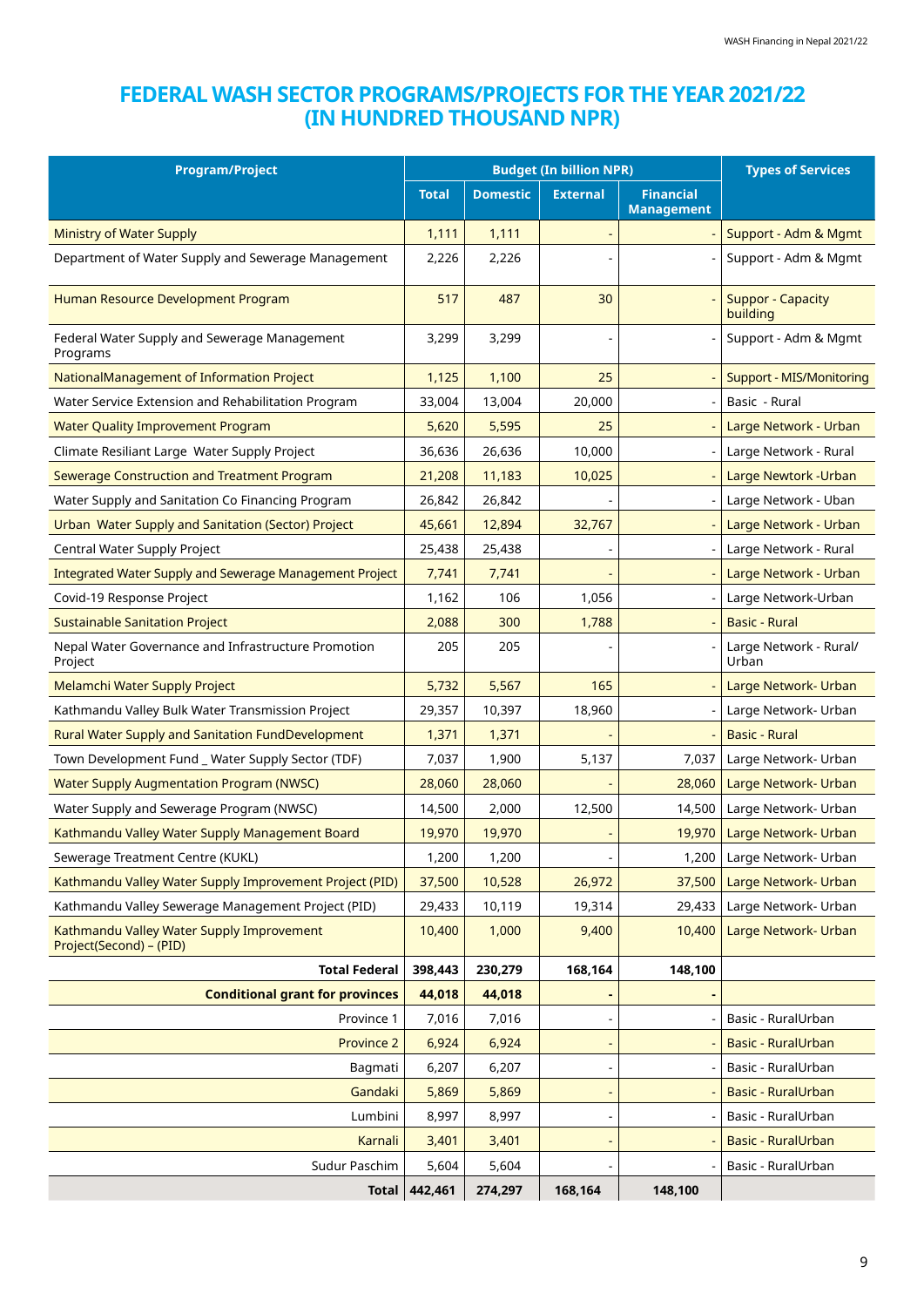# FEDERAL WASH SECTOR PROGRAMS/PROJECTS FOR THE YEAR 2021/22 (IN HUNDRED THOUSAND NPR)

| Program/Project | Budget (In billion NPR) | | | | Types of Services |
|---|---|---|---|---|---|
| | Total | Domestic | External | Financial Management | |
| Ministry of Water Supply | 1,111 | 1,111 | - | - | Support - Adm & Mgmt |
| Department of Water Supply and Sewerage Management | 2,226 | 2,226 | - | - | Support - Adm & Mgmt |
| Human Resource Development Program | 517 | 487 | 30 | - | Suppor - Capacity building |
| Federal Water Supply and Sewerage Management Programs | 3,299 | 3,299 | - | - | Support - Adm & Mgmt |
| NationalManagement of Information Project | 1,125 | 1,100 | 25 | - | Support - MIS/Monitoring |
| Water Service Extension and Rehabilitation Program | 33,004 | 13,004 | 20,000 | - | Basic - Rural |
| Water Quality Improvement Program | 5,620 | 5,595 | 25 | - | Large Network - Urban |
| Climate Resiliant Large Water Supply Project | 36,636 | 26,636 | 10,000 | - | Large Network - Rural |
| Sewerage Construction and Treatment Program | 21,208 | 11,183 | 10,025 | - | Large Newtork -Urban |
| Water Supply and Sanitation Co Financing Program | 26,842 | 26,842 | - | - | Large Network - Uban |
| Urban Water Supply and Sanitation (Sector) Project | 45,661 | 12,894 | 32,767 | - | Large Network - Urban |
| Central Water Supply Project | 25,438 | 25,438 | - | - | Large Network - Rural |
| Integrated Water Supply and Sewerage Management Project | 7,741 | 7,741 | - | - | Large Network - Urban |
| Covid-19 Response Project | 1,162 | 106 | 1,056 | - | Large Network-Urban |
| Sustainable Sanitation Project | 2,088 | 300 | 1,788 | - | Basic - Rural |
| Nepal Water Governance and Infrastructure Promotion Project | 205 | 205 | - | - | Large Network - Rural/ Urban |
| Melamchi Water Supply Project | 5,732 | 5,567 | 165 | - | Large Network- Urban |
| Kathmandu Valley Bulk Water Transmission Project | 29,357 | 10,397 | 18,960 | - | Large Network- Urban |
| Rural Water Supply and Sanitation FundDevelopment | 1,371 | 1,371 | - | - | Basic - Rural |
| Town Development Fund _ Water Supply Sector (TDF) | 7,037 | 1,900 | 5,137 | 7,037 | Large Network- Urban |
| Water Supply Augmentation Program (NWSC) | 28,060 | 28,060 | - | 28,060 | Large Network- Urban |
| Water Supply and Sewerage Program (NWSC) | 14,500 | 2,000 | 12,500 | 14,500 | Large Network- Urban |
| Kathmandu Valley Water Supply Management Board | 19,970 | 19,970 | - | 19,970 | Large Network- Urban |
| Sewerage Treatment Centre (KUKL) | 1,200 | 1,200 | - | 1,200 | Large Network- Urban |
| Kathmandu Valley Water Supply Improvement Project (PID) | 37,500 | 10,528 | 26,972 | 37,500 | Large Network- Urban |
| Kathmandu Valley Sewerage Management Project (PID) | 29,433 | 10,119 | 19,314 | 29,433 | Large Network- Urban |
| Kathmandu Valley Water Supply Improvement Project(Second) – (PID) | 10,400 | 1,000 | 9,400 | 10,400 | Large Network- Urban |
| **Total Federal** | **398,443** | **230,279** | **168,164** | **148,100** | |
| **Conditional grant for provinces** | **44,018** | **44,018** | **-** | **-** | |
| Province 1 | 7,016 | 7,016 | - | - | Basic - RuralUrban |
| Province 2 | 6,924 | 6,924 | - | - | Basic - RuralUrban |
| Bagmati | 6,207 | 6,207 | - | - | Basic - RuralUrban |
| Gandaki | 5,869 | 5,869 | - | - | Basic - RuralUrban |
| Lumbini | 8,997 | 8,997 | - | - | Basic - RuralUrban |
| Karnali | 3,401 | 3,401 | - | - | Basic - RuralUrban |
| Sudur Paschim | 5,604 | 5,604 | - | - | Basic - RuralUrban |
| **Total** | **442,461** | **274,297** | **168,164** | **148,100** | |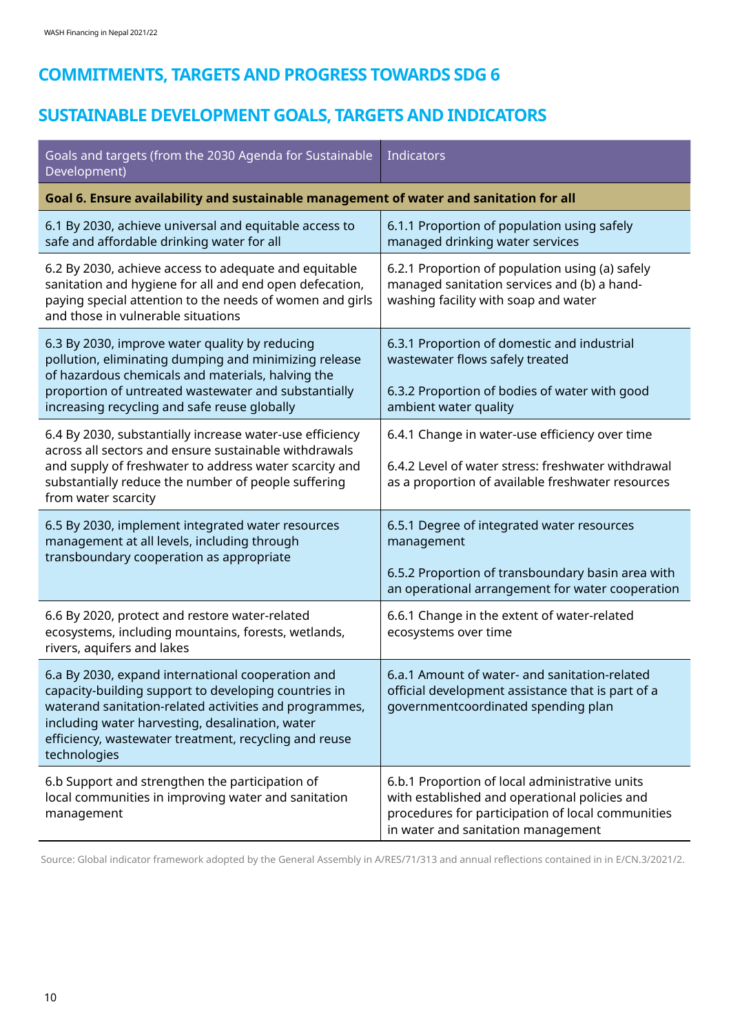## COMMITMENTS, TARGETS AND PROGRESS TOWARDS SDG 6

## SUSTAINABLE DEVELOPMENT GOALS, TARGETS AND INDICATORS

| Goals and targets (from the 2030 Agenda for Sustainable Development) | Indicators |
|---|---|
| **Goal 6. Ensure availability and sustainable management of water and sanitation for all** | |
| 6.1 By 2030, achieve universal and equitable access to safe and affordable drinking water for all | 6.1.1 Proportion of population using safely managed drinking water services |
| 6.2 By 2030, achieve access to adequate and equitable sanitation and hygiene for all and end open defecation, paying special attention to the needs of women and girls and those in vulnerable situations | 6.2.1 Proportion of population using (a) safely managed sanitation services and (b) a hand-washing facility with soap and water |
| 6.3 By 2030, improve water quality by reducing pollution, eliminating dumping and minimizing release of hazardous chemicals and materials, halving the proportion of untreated wastewater and substantially increasing recycling and safe reuse globally | 6.3.1 Proportion of domestic and industrial wastewater flows safely treated<br><br>6.3.2 Proportion of bodies of water with good ambient water quality |
| 6.4 By 2030, substantially increase water-use efficiency across all sectors and ensure sustainable withdrawals and supply of freshwater to address water scarcity and substantially reduce the number of people suffering from water scarcity | 6.4.1 Change in water-use efficiency over time<br><br>6.4.2 Level of water stress: freshwater withdrawal as a proportion of available freshwater resources |
| 6.5 By 2030, implement integrated water resources management at all levels, including through transboundary cooperation as appropriate | 6.5.1 Degree of integrated water resources management<br><br>6.5.2 Proportion of transboundary basin area with an operational arrangement for water cooperation |
| 6.6 By 2020, protect and restore water-related ecosystems, including mountains, forests, wetlands, rivers, aquifers and lakes | 6.6.1 Change in the extent of water-related ecosystems over time |
| 6.a By 2030, expand international cooperation and capacity-building support to developing countries in waterand sanitation-related activities and programmes, including water harvesting, desalination, water efficiency, wastewater treatment, recycling and reuse technologies | 6.a.1 Amount of water- and sanitation-related official development assistance that is part of a governmentcoordinated spending plan |
| 6.b Support and strengthen the participation of local communities in improving water and sanitation management | 6.b.1 Proportion of local administrative units with established and operational policies and procedures for participation of local communities in water and sanitation management |

Source: Global indicator framework adopted by the General Assembly in A/RES/71/313 and annual reflections contained in in E/CN.3/2021/2.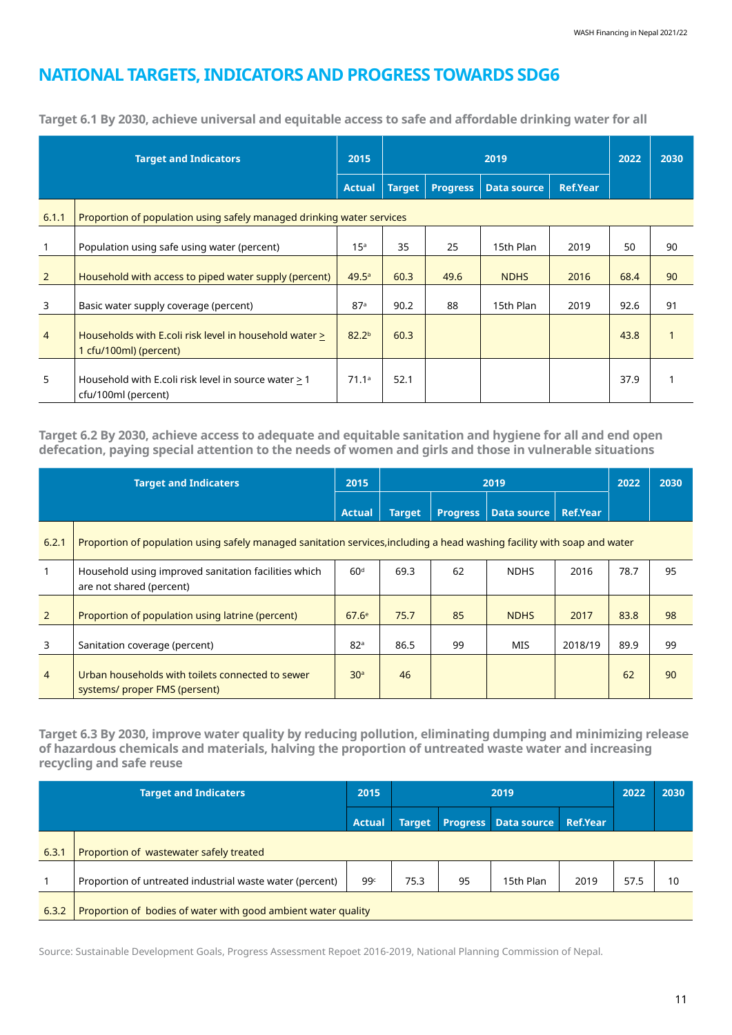## NATIONAL TARGETS, INDICATORS AND PROGRESS TOWARDS SDG6

### Target 6.1 By 2030, achieve universal and equitable access to safe and affordable drinking water for all

| Target and Indicators | | 2015 | 2019 | | | | 2022 | 2030 |
|---|---|---|---|---|---|---|---|---|
| | | Actual | Target | Progress | Data source | Ref.Year | | |
| 6.1.1 | Proportion of population using safely managed drinking water services | | | | | | | |
| 1 | Population using safe using water (percent) | 15[a] | 35 | 25 | 15th Plan | 2019 | 50 | 90 |
| 2 | Household with access to piped water supply (percent) | 49.5[a] | 60.3 | 49.6 | NDHS | 2016 | 68.4 | 90 |
| 3 | Basic water supply coverage (percent) | 87[a] | 90.2 | 88 | 15th Plan | 2019 | 92.6 | 91 |
| 4 | Households with E.coli risk level in household water ≥ 1 cfu/100ml) (percent) | 82.2[b] | 60.3 | | | | 43.8 | 1 |
| 5 | Household with E.coli risk level in source water ≥ 1 cfu/100ml (percent) | 71.1[a] | 52.1 | | | | 37.9 | 1 |

### Target 6.2 By 2030, achieve access to adequate and equitable sanitation and hygiene for all and end open defecation, paying special attention to the needs of women and girls and those in vulnerable situations

| Target and Indicaters | | 2015 | 2019 | | | | 2022 | 2030 |
|---|---|---|---|---|---|---|---|---|
| | | Actual | Target | Progress | Data source | Ref.Year | | |
| 6.2.1 | Proportion of population using safely managed sanitation services,including a head washing facility with soap and water | | | | | | | |
| 1 | Household using improved sanitation facilities which are not shared (percent) | 60[d] | 69.3 | 62 | NDHS | 2016 | 78.7 | 95 |
| 2 | Proportion of population using latrine (percent) | 67.6[e] | 75.7 | 85 | NDHS | 2017 | 83.8 | 98 |
| 3 | Sanitation coverage (percent) | 82[a] | 86.5 | 99 | MIS | 2018/19 | 89.9 | 99 |
| 4 | Urban households with toilets connected to sewer systems/ proper FMS (persent) | 30[a] | 46 | | | | 62 | 90 |

### Target 6.3 By 2030, improve water quality by reducing pollution, eliminating dumping and minimizing release of hazardous chemicals and materials, halving the proportion of untreated waste water and increasing recycling and safe reuse

| Target and Indicaters | | 2015 | 2019 | | | | 2022 | 2030 |
|---|---|---|---|---|---|---|---|---|
| | | Actual | Target | Progress | Data source | Ref.Year | | |
| 6.3.1 | Proportion of wastewater safely treated | | | | | | | |
| 1 | Proportion of untreated industrial waste water (percent) | 99[c] | 75.3 | 95 | 15th Plan | 2019 | 57.5 | 10 |
| 6.3.2 | Proportion of bodies of water with good ambient water quality | | | | | | | |

Source: Sustainable Development Goals, Progress Assessment Repoet 2016-2019, National Planning Commission of Nepal.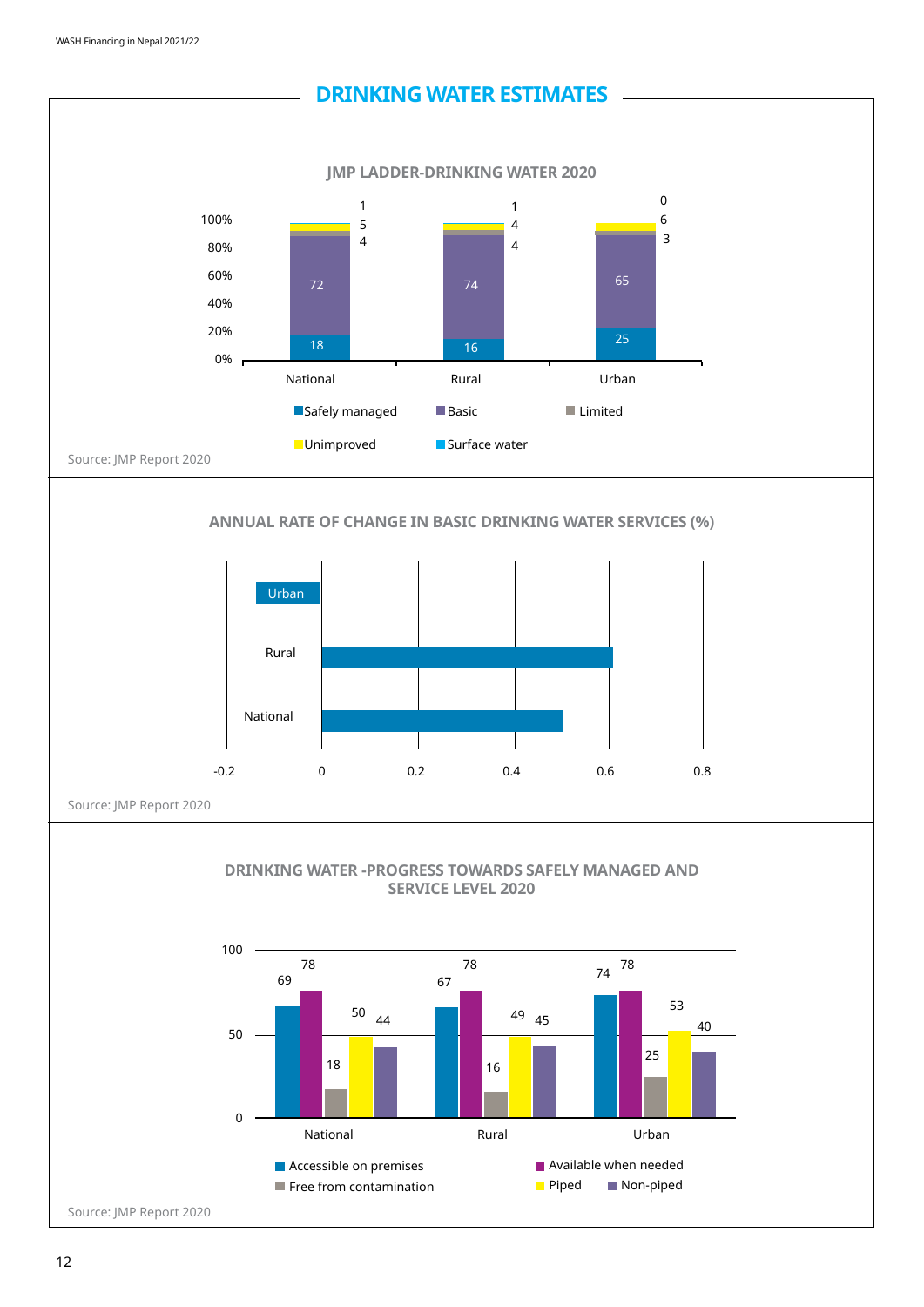## DRINKING WATER ESTIMATES

### JMP LADDER-DRINKING WATER 2020

| | Safely managed | Basic | Limited | Unimproved | Surface water |
|---|---|---|---|---|---|
| National | 18 | 72 | 4 | 5 | 1 |
| Rural | 16 | 74 | 4 | 4 | 1 |
| Urban | 25 | 65 | 3 | 6 | 0 |

Source: JMP Report 2020

### ANNUAL RATE OF CHANGE IN BASIC DRINKING WATER SERVICES (%)

Urban, Rural, National (axis: -0.2, 0, 0.2, 0.4, 0.6, 0.8)

Source: JMP Report 2020

### DRINKING WATER -PROGRESS TOWARDS SAFELY MANAGED AND SERVICE LEVEL 2020

| | Accessible on premises | Available when needed | Free from contamination | Piped | Non-piped |
|---|---|---|---|---|---|
| National | 69 | 78 | 18 | 50 | 44 |
| Rural | 67 | 78 | 16 | 49 | 45 |
| Urban | 74 | 78 | 25 | 53 | 40 |

Source: JMP Report 2020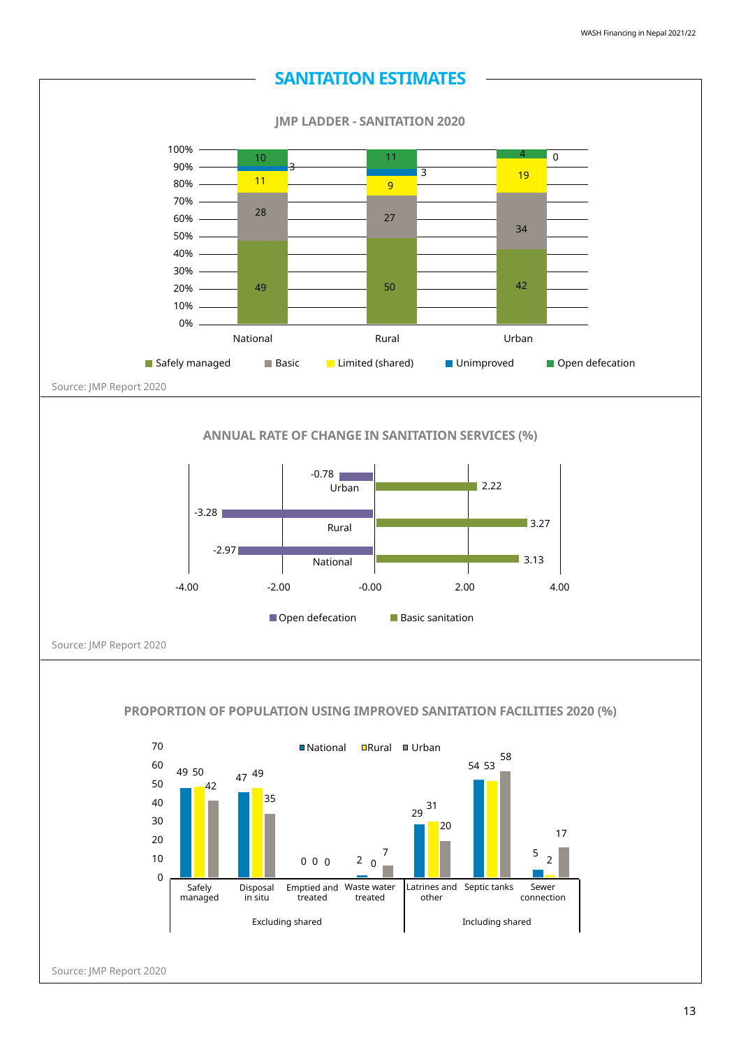## SANITATION ESTIMATES

### JMP LADDER - SANITATION 2020

| | Safely managed | Basic | Limited (shared) | Unimproved | Open defecation |
|---|---|---|---|---|---|
| National | 49 | 28 | 11 | 3 | 10 |
| Rural | 50 | 27 | 9 | 3 | 11 |
| Urban | 42 | 34 | 19 | 0 | 4 |

Source: JMP Report 2020

### ANNUAL RATE OF CHANGE IN SANITATION SERVICES (%)

| | Open defecation | Basic sanitation |
|---|---|---|
| Urban | -0.78 | 2.22 |
| Rural | -3.28 | 3.27 |
| National | -2.97 | 3.13 |

Source: JMP Report 2020

### PROPORTION OF POPULATION USING IMPROVED SANITATION FACILITIES 2020 (%)

| | | National | Rural | Urban |
|---|---|---|---|---|
| Excluding shared | Safely managed | 49 | 50 | 42 |
| | Disposal in situ | 47 | 49 | 35 |
| | Emptied and treated | 0 | 0 | 0 |
| | Waste water treated | 2 | 0 | 7 |
| Including shared | Latrines and other | 29 | 31 | 20 |
| | Septic tanks | 54 | 53 | 58 |
| | Sewer connection | 5 | 2 | 17 |

Source: JMP Report 2020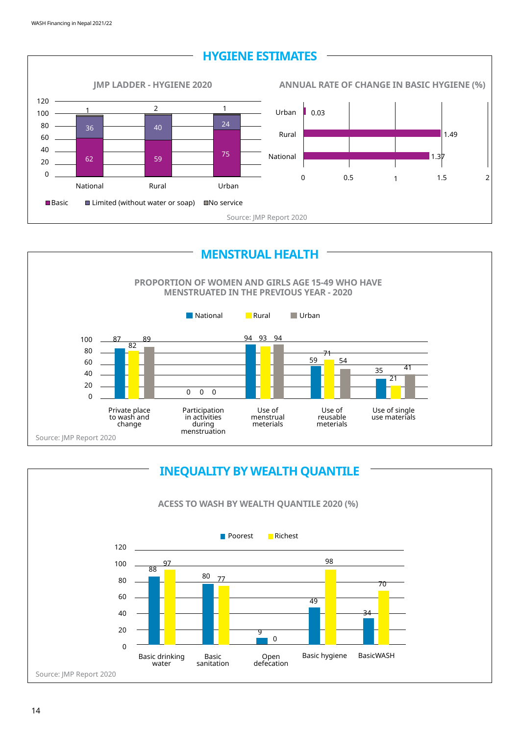## HYGIENE ESTIMATES

### JMP LADDER - HYGIENE 2020

| | National | Rural | Urban |
|---|---|---|---|
| Basic | 62 | 59 | 75 |
| Limited (without water or soap) | 36 | 40 | 24 |
| No service | 1 | 2 | 1 |

### ANNUAL RATE OF CHANGE IN BASIC HYGIENE (%)

| | Rate |
|---|---|
| Urban | 0.03 |
| Rural | 1.49 |
| National | 1.37 |

Source: JMP Report 2020

## MENSTRUAL HEALTH

### PROPORTION OF WOMEN AND GIRLS AGE 15-49 WHO HAVE MENSTRUATED IN THE PREVIOUS YEAR - 2020

| | National | Rural | Urban |
|---|---|---|---|
| Private place to wash and change | 87 | 82 | 89 |
| Participation in activities during menstruation | 0 | 0 | 0 |
| Use of menstrual meterials | 94 | 93 | 94 |
| Use of reusable meterials | 59 | 71 | 54 |
| Use of single use materials | 35 | 21 | 41 |

Source: JMP Report 2020

## INEQUALITY BY WEALTH QUANTILE

### ACESS TO WASH BY WEALTH QUANTILE 2020 (%)

| | Poorest | Richest |
|---|---|---|
| Basic drinking water | 88 | 97 |
| Basic sanitation | 80 | 77 |
| Open defecation | 9 | 0 |
| Basic hygiene | 49 | 98 |
| BasicWASH | 34 | 70 |

Source: JMP Report 2020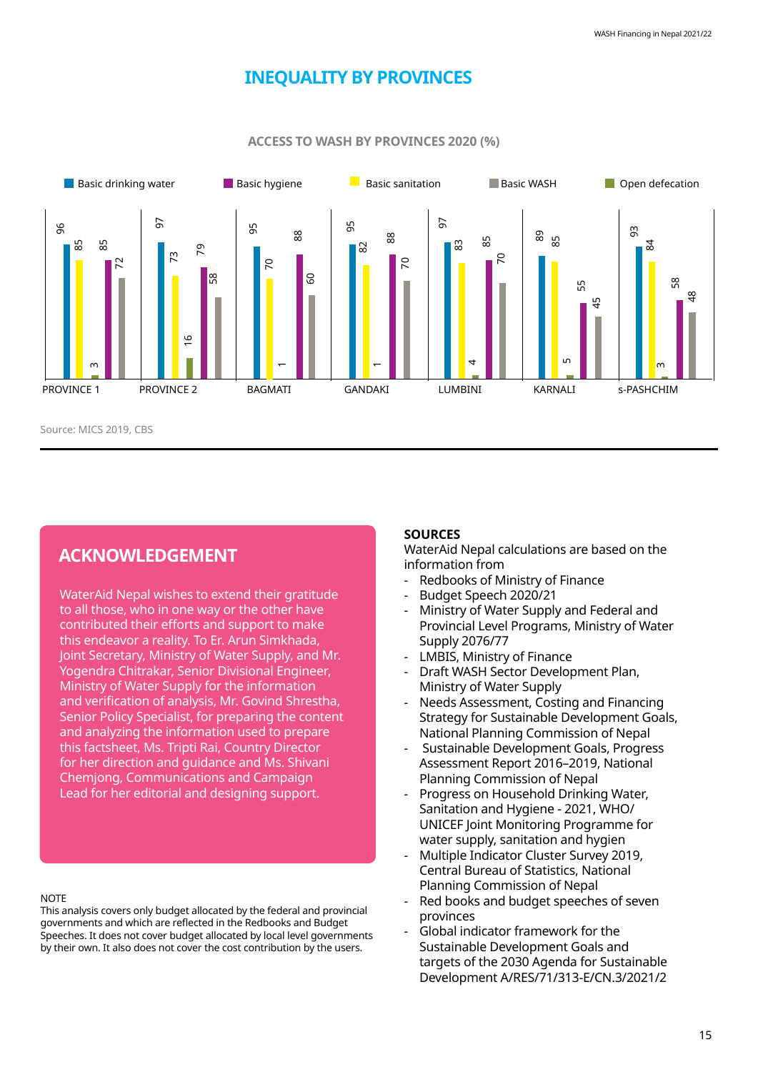# INEQUALITY BY PROVINCES

## ACCESS TO WASH BY PROVINCES 2020 (%)

| Province | Basic drinking water | Basic hygiene | Basic sanitation | Basic WASH | Open defecation |
|---|---|---|---|---|---|
| PROVINCE 1 | 96 | 85 | 85 | 72 | 3 |
| PROVINCE 2 | 97 | 79 | 73 | 58 | 16 |
| BAGMATI | 95 | 88 | 70 | 60 | 1 |
| GANDAKI | 95 | 88 | 82 | 70 | 1 |
| LUMBINI | 97 | 85 | 83 | 70 | 4 |
| KARNALI | 89 | 55 | 85 | 45 | 5 |
| s-PASHCHIM | 93 | 58 | 84 | 48 | 3 |

Source: MICS 2019, CBS

## ACKNOWLEDGEMENT

WaterAid Nepal wishes to extend their gratitude to all those, who in one way or the other have contributed their efforts and support to make this endeavor a reality. To Er. Arun Simkhada, Joint Secretary, Ministry of Water Supply, and Mr. Yogendra Chitrakar, Senior Divisional Engineer, Ministry of Water Supply for the information and verification of analysis, Mr. Govind Shrestha, Senior Policy Specialist, for preparing the content and analyzing the information used to prepare this factsheet, Ms. Tripti Rai, Country Director for her direction and guidance and Ms. Shivani Chemjong, Communications and Campaign Lead for her editorial and designing support.

NOTE

This analysis covers only budget allocated by the federal and provincial governments and which are reflected in the Redbooks and Budget Speeches. It does not cover budget allocated by local level governments by their own. It also does not cover the cost contribution by the users.

**SOURCES**

WaterAid Nepal calculations are based on the information from

- Redbooks of Ministry of Finance
- Budget Speech 2020/21
- Ministry of Water Supply and Federal and Provincial Level Programs, Ministry of Water Supply 2076/77
- LMBIS, Ministry of Finance
- Draft WASH Sector Development Plan, Ministry of Water Supply
- Needs Assessment, Costing and Financing Strategy for Sustainable Development Goals, National Planning Commission of Nepal
- Sustainable Development Goals, Progress Assessment Report 2016–2019, National Planning Commission of Nepal
- Progress on Household Drinking Water, Sanitation and Hygiene - 2021, WHO/ UNICEF Joint Monitoring Programme for water supply, sanitation and hygien
- Multiple Indicator Cluster Survey 2019, Central Bureau of Statistics, National Planning Commission of Nepal
- Red books and budget speeches of seven provinces
- Global indicator framework for the Sustainable Development Goals and targets of the 2030 Agenda for Sustainable Development A/RES/71/313-E/CN.3/2021/2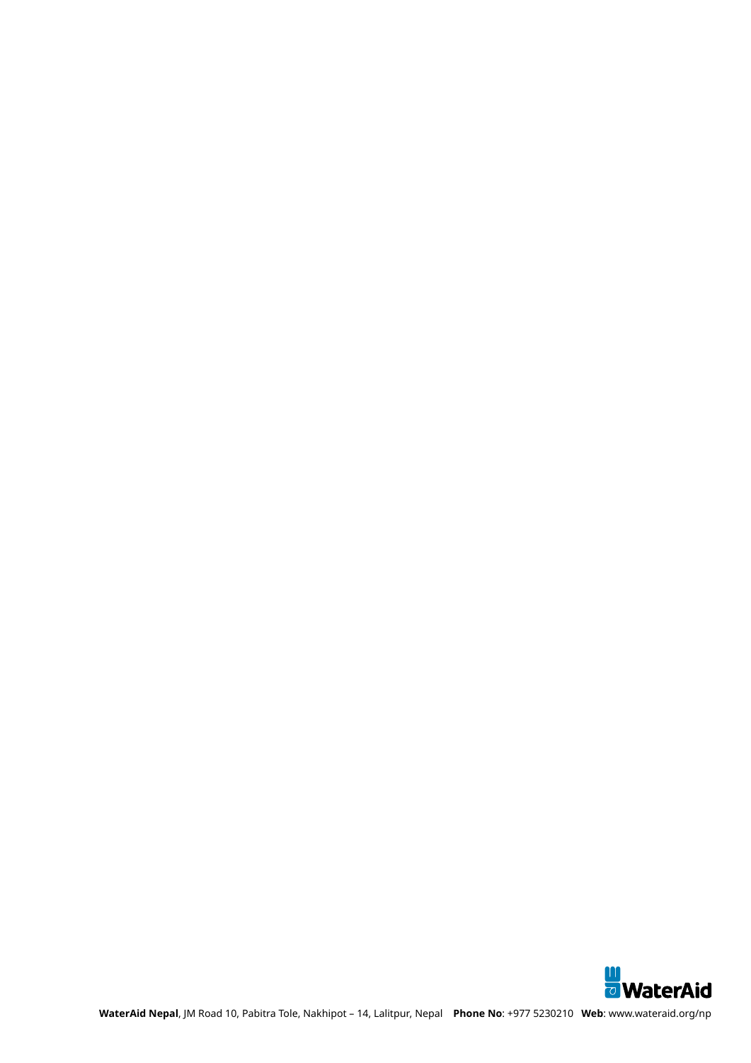WaterAid

**WaterAid Nepal**, JM Road 10, Pabitra Tole, Nakhipot – 14, Lalitpur, Nepal **Phone No**: +977 5230210 **Web**: www.wateraid.org/np